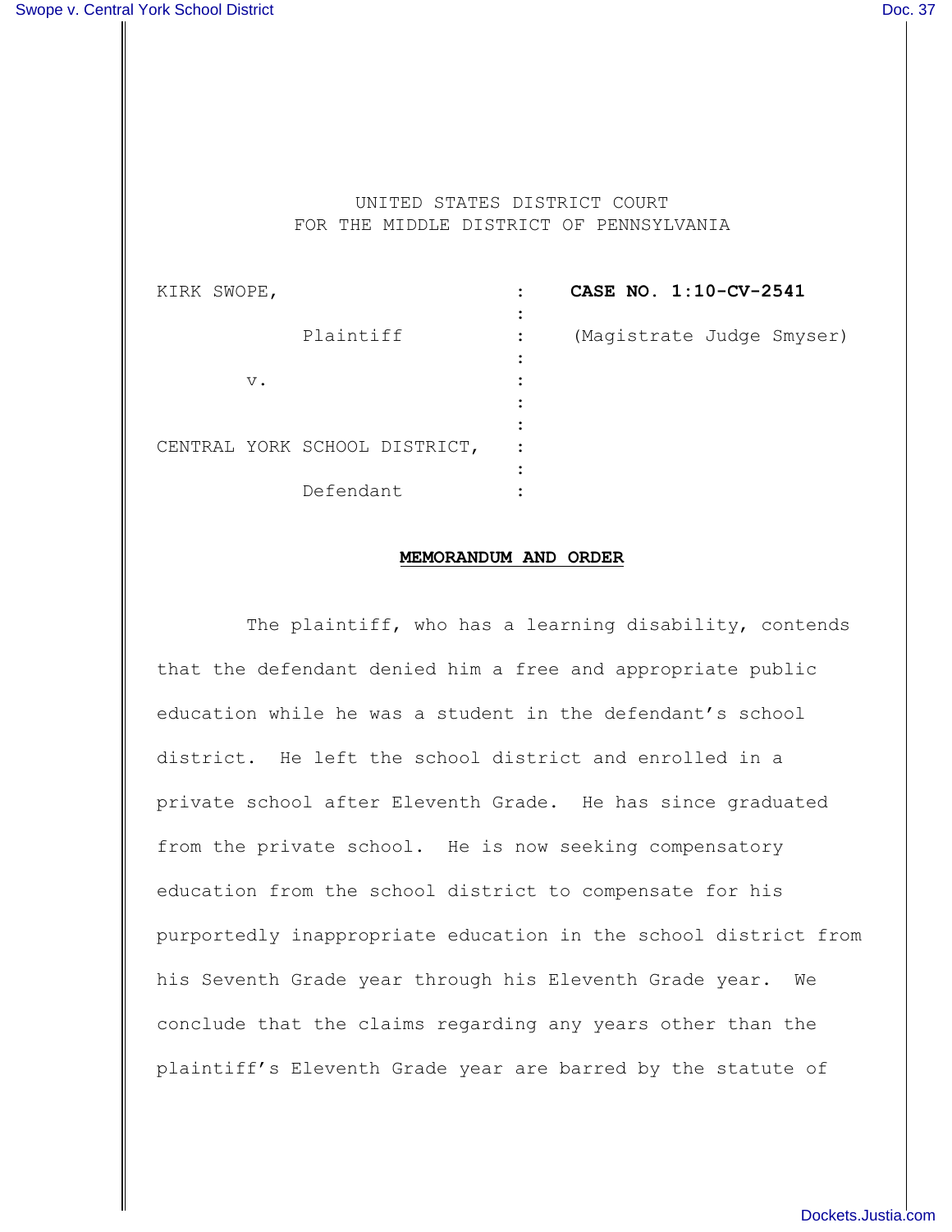UNITED STATES DISTRICT COURT
FOR THE MIDDLE DISTRICT OF PENNSYLVANIA

| | | |
|---|---|---|
| KIRK SWOPE, | : | **CASE NO. 1:10-CV-2541** |
| Plaintiff | : | (Magistrate Judge Smyser) |
| v. | : | |
| CENTRAL YORK SCHOOL DISTRICT, | : | |
| Defendant | : | |

**MEMORANDUM AND ORDER**

The plaintiff, who has a learning disability, contends that the defendant denied him a free and appropriate public education while he was a student in the defendant's school district. He left the school district and enrolled in a private school after Eleventh Grade. He has since graduated from the private school. He is now seeking compensatory education from the school district to compensate for his purportedly inappropriate education in the school district from his Seventh Grade year through his Eleventh Grade year. We conclude that the claims regarding any years other than the plaintiff's Eleventh Grade year are barred by the statute of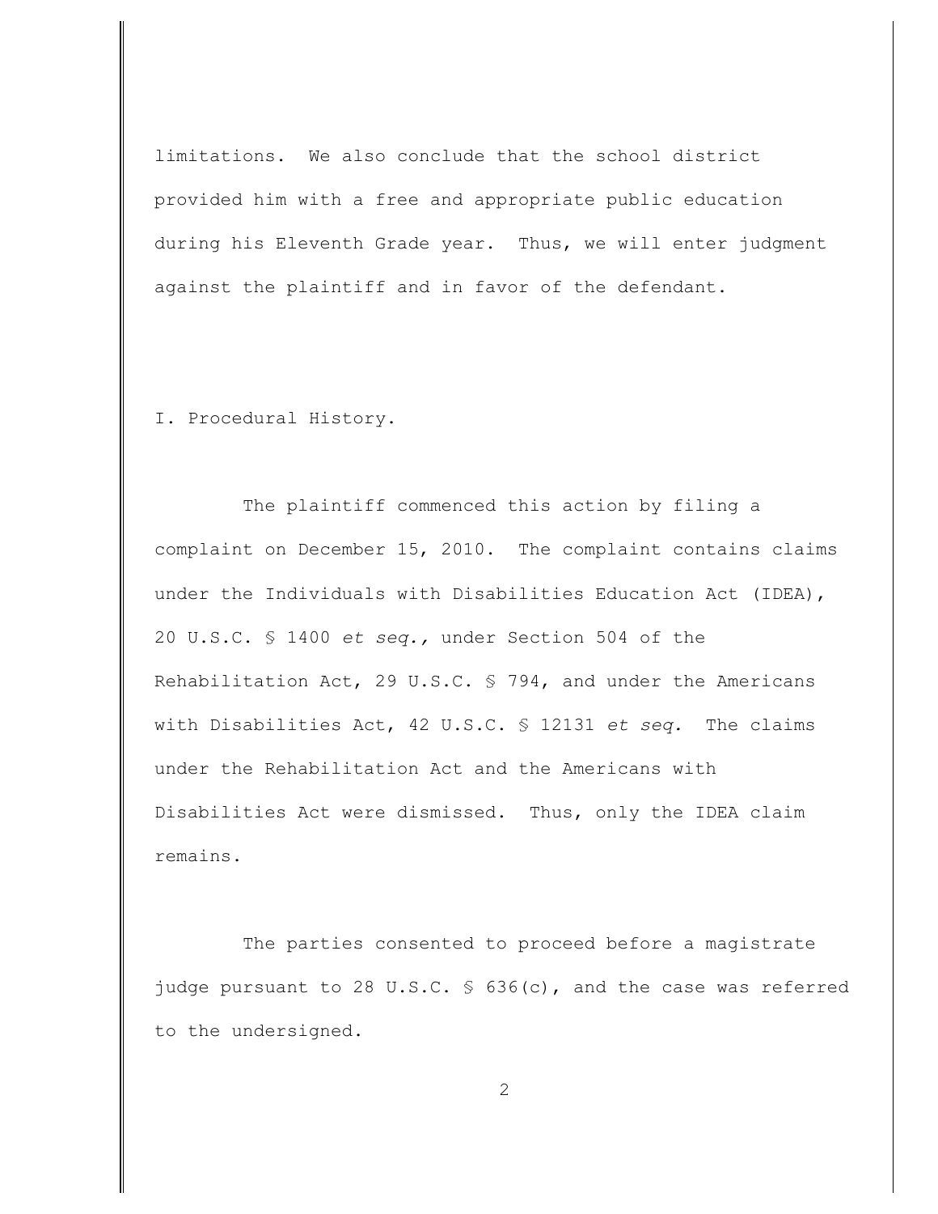limitations. We also conclude that the school district provided him with a free and appropriate public education during his Eleventh Grade year. Thus, we will enter judgment against the plaintiff and in favor of the defendant.

## I. Procedural History.

The plaintiff commenced this action by filing a complaint on December 15, 2010. The complaint contains claims under the Individuals with Disabilities Education Act (IDEA), 20 U.S.C. § 1400 *et seq.,* under Section 504 of the Rehabilitation Act, 29 U.S.C. § 794, and under the Americans with Disabilities Act, 42 U.S.C. § 12131 *et seq.* The claims under the Rehabilitation Act and the Americans with Disabilities Act were dismissed. Thus, only the IDEA claim remains.

The parties consented to proceed before a magistrate judge pursuant to 28 U.S.C. § 636(c), and the case was referred to the undersigned.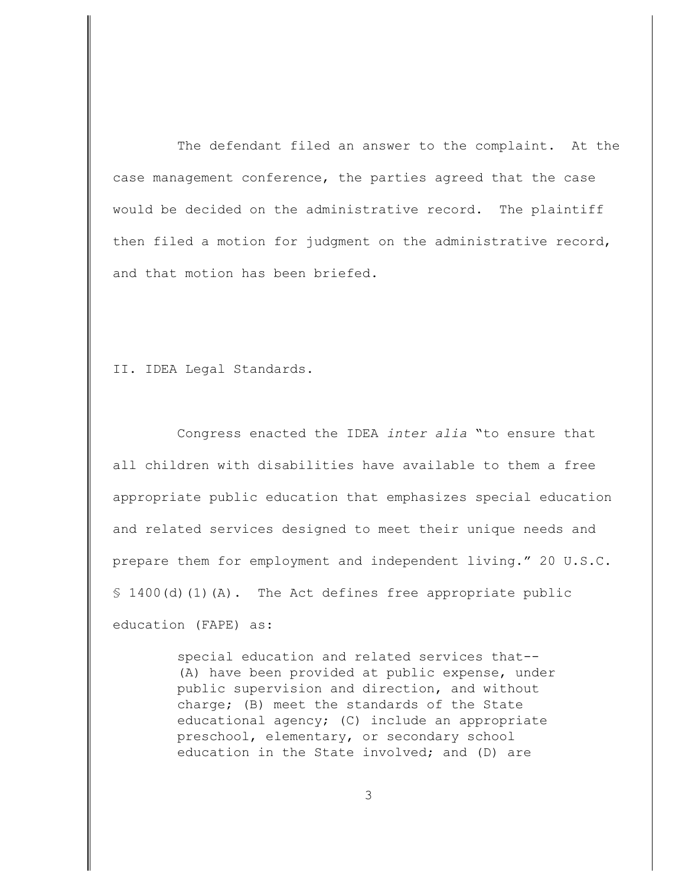The defendant filed an answer to the complaint. At the case management conference, the parties agreed that the case would be decided on the administrative record. The plaintiff then filed a motion for judgment on the administrative record, and that motion has been briefed.

## II. IDEA Legal Standards.

Congress enacted the IDEA *inter alia* "to ensure that all children with disabilities have available to them a free appropriate public education that emphasizes special education and related services designed to meet their unique needs and prepare them for employment and independent living." 20 U.S.C. § 1400(d)(1)(A). The Act defines free appropriate public education (FAPE) as:

> special education and related services that-- (A) have been provided at public expense, under public supervision and direction, and without charge; (B) meet the standards of the State educational agency; (C) include an appropriate preschool, elementary, or secondary school education in the State involved; and (D) are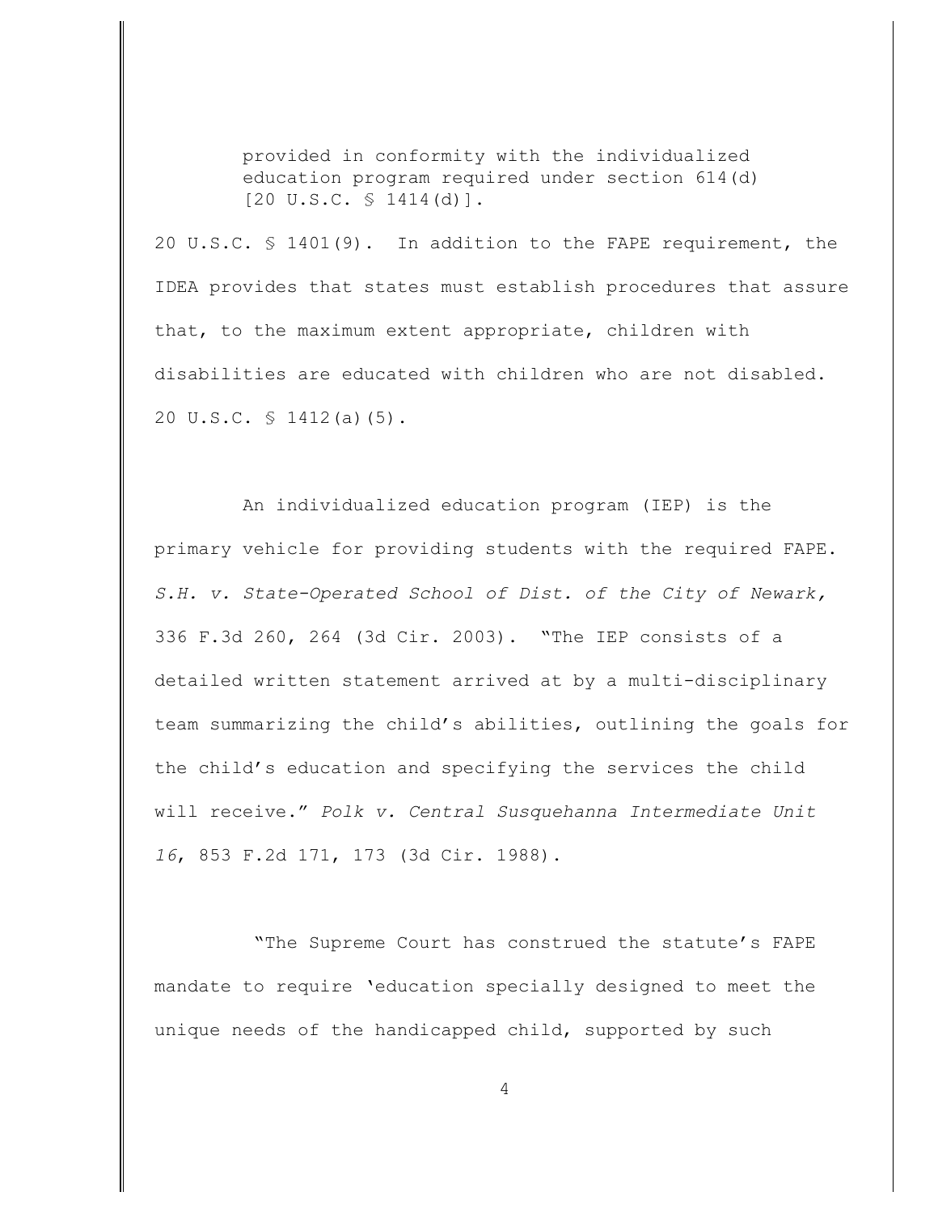> provided in conformity with the individualized education program required under section 614(d) [20 U.S.C. § 1414(d)].

20 U.S.C. § 1401(9). In addition to the FAPE requirement, the IDEA provides that states must establish procedures that assure that, to the maximum extent appropriate, children with disabilities are educated with children who are not disabled. 20 U.S.C. § 1412(a)(5).

An individualized education program (IEP) is the primary vehicle for providing students with the required FAPE. *S.H. v. State-Operated School of Dist. of the City of Newark,* 336 F.3d 260, 264 (3d Cir. 2003). "The IEP consists of a detailed written statement arrived at by a multi-disciplinary team summarizing the child's abilities, outlining the goals for the child's education and specifying the services the child will receive." *Polk v. Central Susquehanna Intermediate Unit 16*, 853 F.2d 171, 173 (3d Cir. 1988).

"The Supreme Court has construed the statute's FAPE mandate to require 'education specially designed to meet the unique needs of the handicapped child, supported by such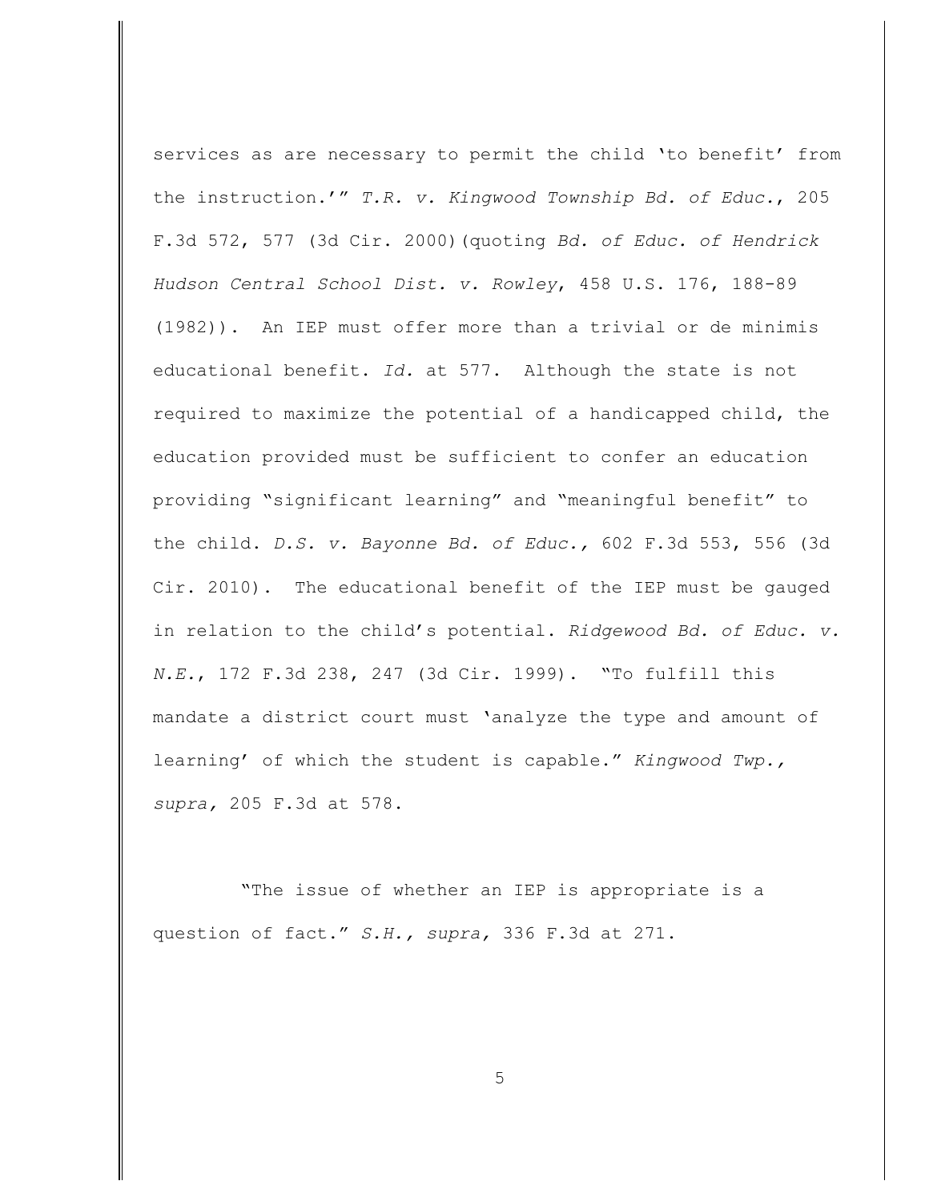services as are necessary to permit the child 'to benefit' from the instruction.'" *T.R. v. Kingwood Township Bd. of Educ.*, 205 F.3d 572, 577 (3d Cir. 2000)(quoting *Bd. of Educ. of Hendrick Hudson Central School Dist. v. Rowley*, 458 U.S. 176, 188-89 (1982)). An IEP must offer more than a trivial or de minimis educational benefit. *Id.* at 577. Although the state is not required to maximize the potential of a handicapped child, the education provided must be sufficient to confer an education providing "significant learning" and "meaningful benefit" to the child. *D.S. v. Bayonne Bd. of Educ.,* 602 F.3d 553, 556 (3d Cir. 2010). The educational benefit of the IEP must be gauged in relation to the child's potential. *Ridgewood Bd. of Educ. v. N.E.*, 172 F.3d 238, 247 (3d Cir. 1999). "To fulfill this mandate a district court must 'analyze the type and amount of learning' of which the student is capable." *Kingwood Twp., supra,* 205 F.3d at 578.

"The issue of whether an IEP is appropriate is a question of fact." *S.H., supra,* 336 F.3d at 271.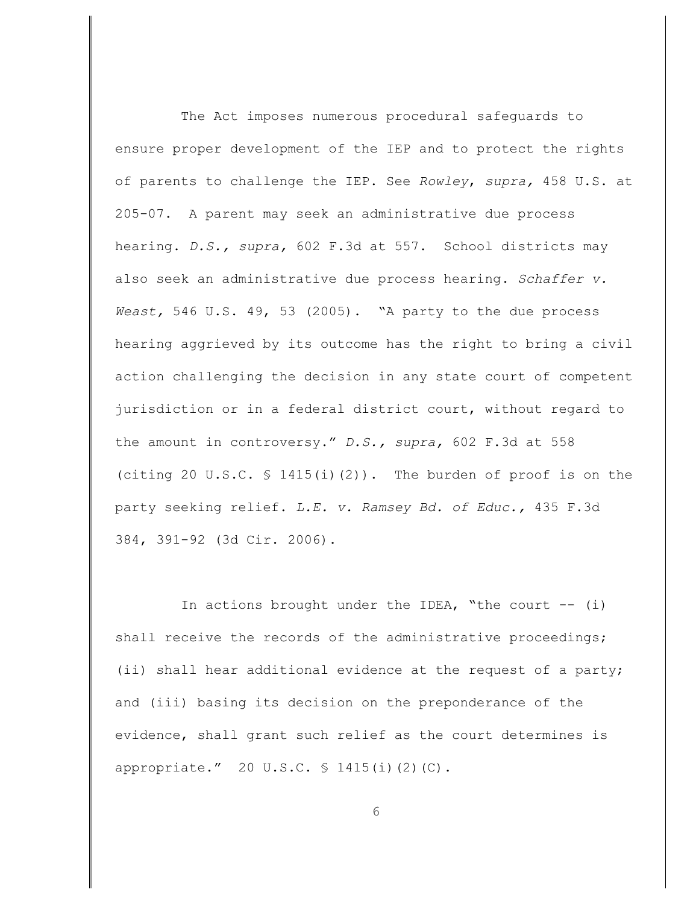The Act imposes numerous procedural safeguards to ensure proper development of the IEP and to protect the rights of parents to challenge the IEP. See *Rowley*, *supra*, 458 U.S. at 205-07. A parent may seek an administrative due process hearing. *D.S., supra,* 602 F.3d at 557. School districts may also seek an administrative due process hearing. *Schaffer v. Weast,* 546 U.S. 49, 53 (2005). "A party to the due process hearing aggrieved by its outcome has the right to bring a civil action challenging the decision in any state court of competent jurisdiction or in a federal district court, without regard to the amount in controversy." *D.S., supra,* 602 F.3d at 558 (citing 20 U.S.C. § 1415(i)(2)). The burden of proof is on the party seeking relief. *L.E. v. Ramsey Bd. of Educ.,* 435 F.3d 384, 391-92 (3d Cir. 2006).

In actions brought under the IDEA, "the court -- (i) shall receive the records of the administrative proceedings; (ii) shall hear additional evidence at the request of a party; and (iii) basing its decision on the preponderance of the evidence, shall grant such relief as the court determines is appropriate." 20 U.S.C. § 1415(i)(2)(C).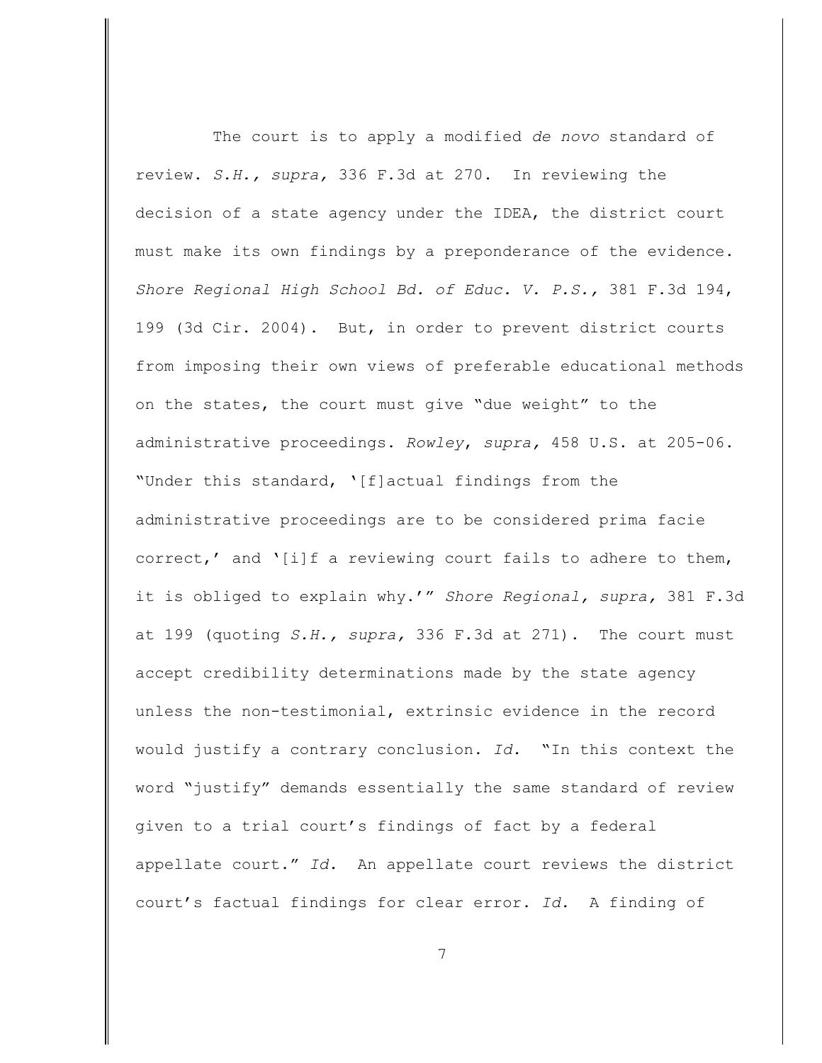The court is to apply a modified *de novo* standard of review. *S.H., supra,* 336 F.3d at 270. In reviewing the decision of a state agency under the IDEA, the district court must make its own findings by a preponderance of the evidence. *Shore Regional High School Bd. of Educ. V. P.S.,* 381 F.3d 194, 199 (3d Cir. 2004). But, in order to prevent district courts from imposing their own views of preferable educational methods on the states, the court must give "due weight" to the administrative proceedings. *Rowley*, *supra,* 458 U.S. at 205-06. "Under this standard, '[f]actual findings from the administrative proceedings are to be considered prima facie correct,' and '[i]f a reviewing court fails to adhere to them, it is obliged to explain why.'" *Shore Regional, supra,* 381 F.3d at 199 (quoting *S.H., supra,* 336 F.3d at 271). The court must accept credibility determinations made by the state agency unless the non-testimonial, extrinsic evidence in the record would justify a contrary conclusion. *Id.* "In this context the word "justify" demands essentially the same standard of review given to a trial court's findings of fact by a federal appellate court." *Id.* An appellate court reviews the district court's factual findings for clear error. *Id.* A finding of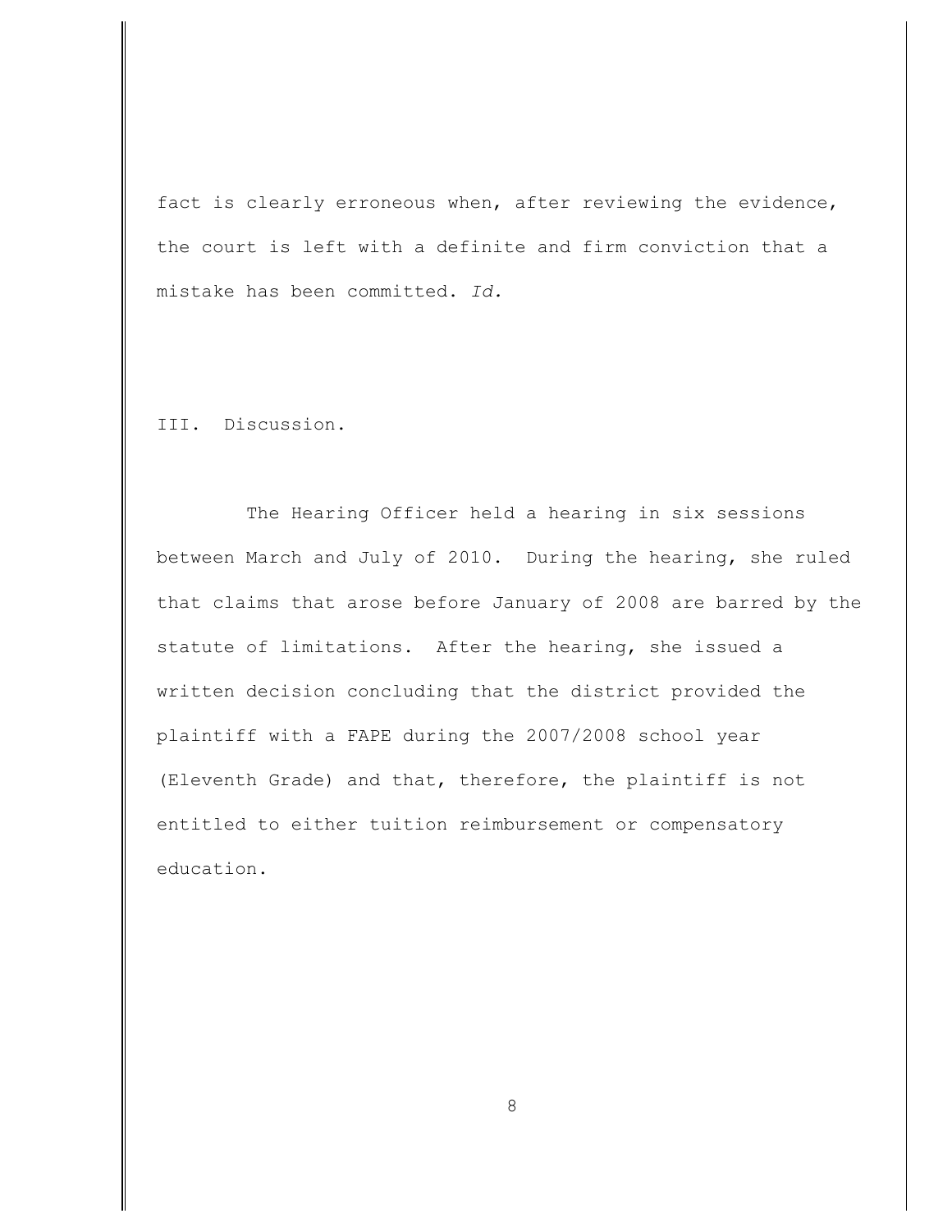fact is clearly erroneous when, after reviewing the evidence, the court is left with a definite and firm conviction that a mistake has been committed. *Id.*

## III. Discussion.

The Hearing Officer held a hearing in six sessions between March and July of 2010. During the hearing, she ruled that claims that arose before January of 2008 are barred by the statute of limitations. After the hearing, she issued a written decision concluding that the district provided the plaintiff with a FAPE during the 2007/2008 school year (Eleventh Grade) and that, therefore, the plaintiff is not entitled to either tuition reimbursement or compensatory education.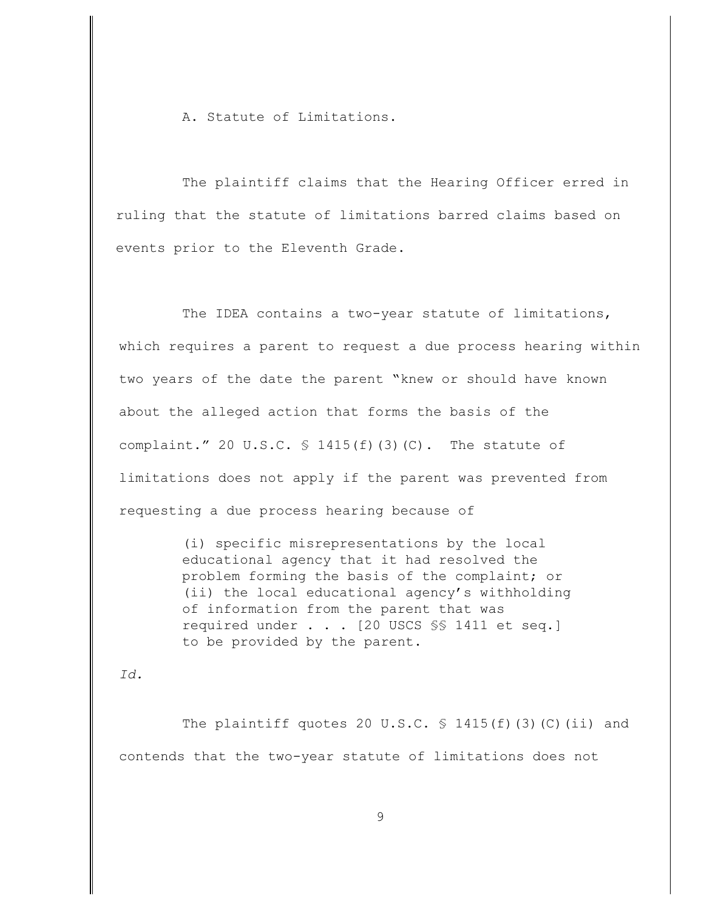A. Statute of Limitations.

The plaintiff claims that the Hearing Officer erred in ruling that the statute of limitations barred claims based on events prior to the Eleventh Grade.

The IDEA contains a two-year statute of limitations, which requires a parent to request a due process hearing within two years of the date the parent "knew or should have known about the alleged action that forms the basis of the complaint." 20 U.S.C. § 1415(f)(3)(C). The statute of limitations does not apply if the parent was prevented from requesting a due process hearing because of

> (i) specific misrepresentations by the local educational agency that it had resolved the problem forming the basis of the complaint; or (ii) the local educational agency's withholding of information from the parent that was required under . . . [20 USCS §§ 1411 et seq.] to be provided by the parent.

*Id.*

The plaintiff quotes 20 U.S.C. § 1415(f)(3)(C)(ii) and contends that the two-year statute of limitations does not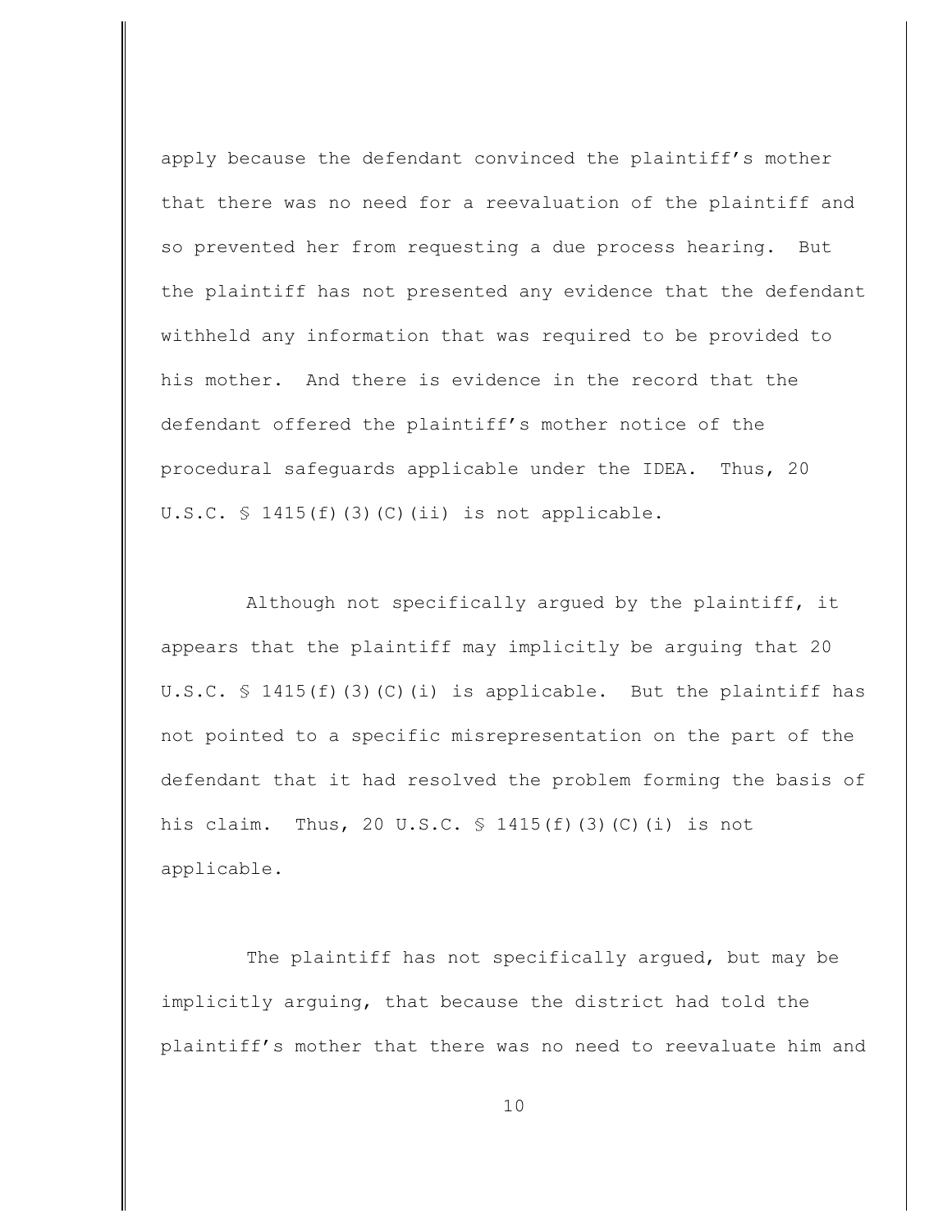apply because the defendant convinced the plaintiff's mother that there was no need for a reevaluation of the plaintiff and so prevented her from requesting a due process hearing. But the plaintiff has not presented any evidence that the defendant withheld any information that was required to be provided to his mother. And there is evidence in the record that the defendant offered the plaintiff's mother notice of the procedural safeguards applicable under the IDEA. Thus, 20 U.S.C. § 1415(f)(3)(C)(ii) is not applicable.

Although not specifically argued by the plaintiff, it appears that the plaintiff may implicitly be arguing that 20 U.S.C. § 1415(f)(3)(C)(i) is applicable. But the plaintiff has not pointed to a specific misrepresentation on the part of the defendant that it had resolved the problem forming the basis of his claim. Thus, 20 U.S.C. § 1415(f)(3)(C)(i) is not applicable.

The plaintiff has not specifically argued, but may be implicitly arguing, that because the district had told the plaintiff's mother that there was no need to reevaluate him and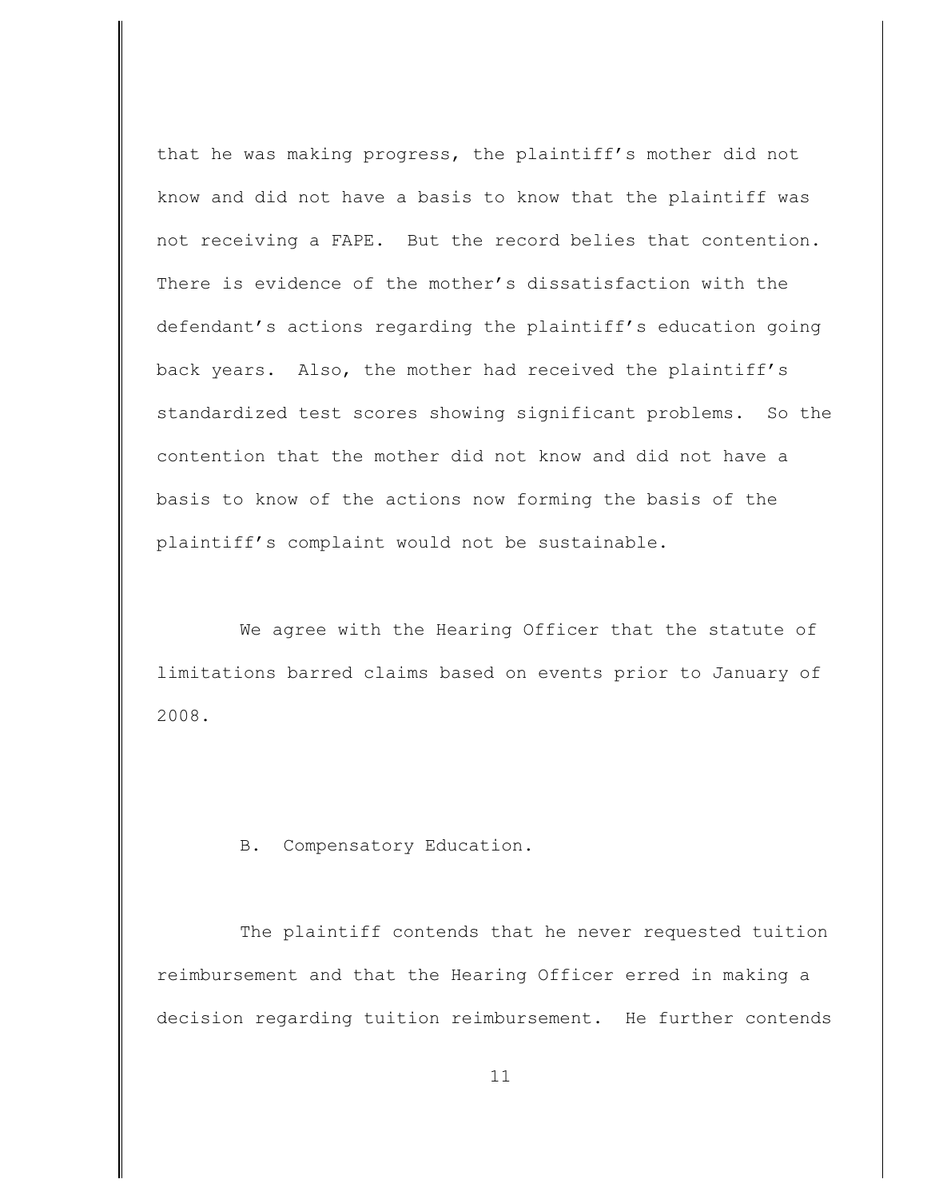that he was making progress, the plaintiff's mother did not know and did not have a basis to know that the plaintiff was not receiving a FAPE. But the record belies that contention. There is evidence of the mother's dissatisfaction with the defendant's actions regarding the plaintiff's education going back years. Also, the mother had received the plaintiff's standardized test scores showing significant problems. So the contention that the mother did not know and did not have a basis to know of the actions now forming the basis of the plaintiff's complaint would not be sustainable.

We agree with the Hearing Officer that the statute of limitations barred claims based on events prior to January of 2008.

B. Compensatory Education.

The plaintiff contends that he never requested tuition reimbursement and that the Hearing Officer erred in making a decision regarding tuition reimbursement. He further contends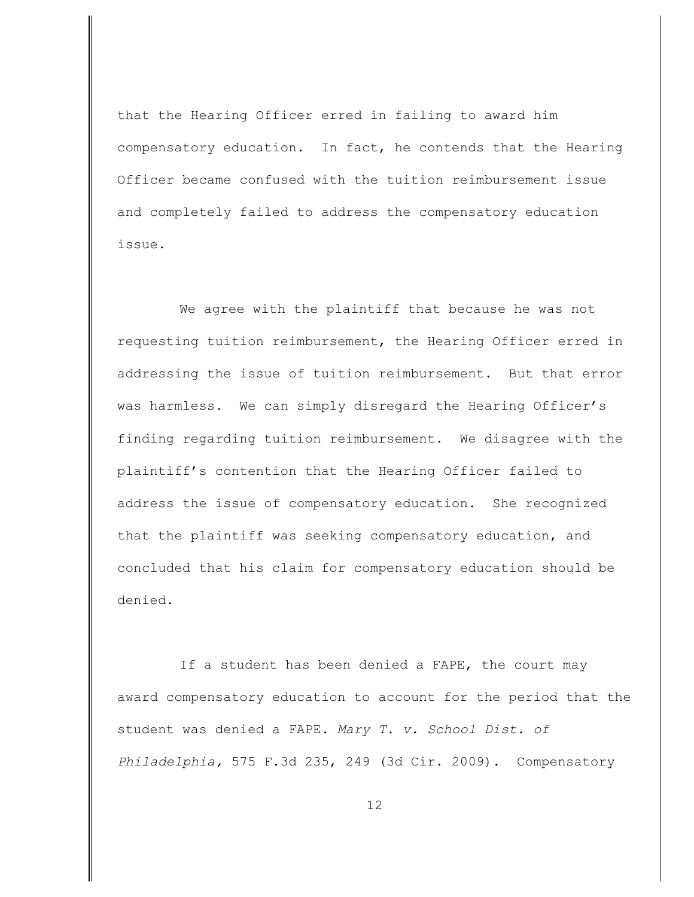that the Hearing Officer erred in failing to award him compensatory education. In fact, he contends that the Hearing Officer became confused with the tuition reimbursement issue and completely failed to address the compensatory education issue.

We agree with the plaintiff that because he was not requesting tuition reimbursement, the Hearing Officer erred in addressing the issue of tuition reimbursement. But that error was harmless. We can simply disregard the Hearing Officer's finding regarding tuition reimbursement. We disagree with the plaintiff's contention that the Hearing Officer failed to address the issue of compensatory education. She recognized that the plaintiff was seeking compensatory education, and concluded that his claim for compensatory education should be denied.

If a student has been denied a FAPE, the court may award compensatory education to account for the period that the student was denied a FAPE. *Mary T. v. School Dist. of Philadelphia,* 575 F.3d 235, 249 (3d Cir. 2009). Compensatory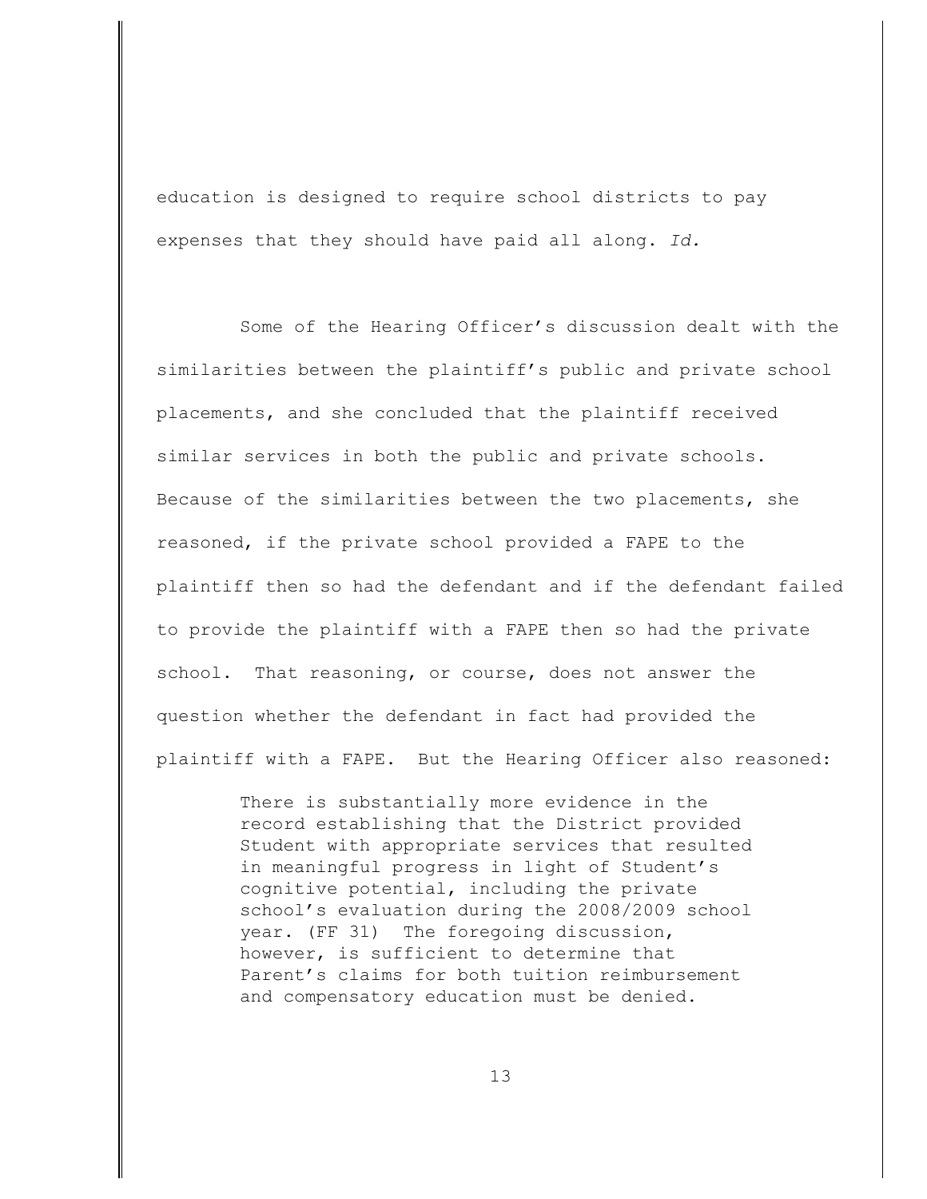education is designed to require school districts to pay expenses that they should have paid all along. *Id.*

Some of the Hearing Officer's discussion dealt with the similarities between the plaintiff's public and private school placements, and she concluded that the plaintiff received similar services in both the public and private schools. Because of the similarities between the two placements, she reasoned, if the private school provided a FAPE to the plaintiff then so had the defendant and if the defendant failed to provide the plaintiff with a FAPE then so had the private school. That reasoning, or course, does not answer the question whether the defendant in fact had provided the plaintiff with a FAPE. But the Hearing Officer also reasoned:

> There is substantially more evidence in the record establishing that the District provided Student with appropriate services that resulted in meaningful progress in light of Student's cognitive potential, including the private school's evaluation during the 2008/2009 school year. (FF 31) The foregoing discussion, however, is sufficient to determine that Parent's claims for both tuition reimbursement and compensatory education must be denied.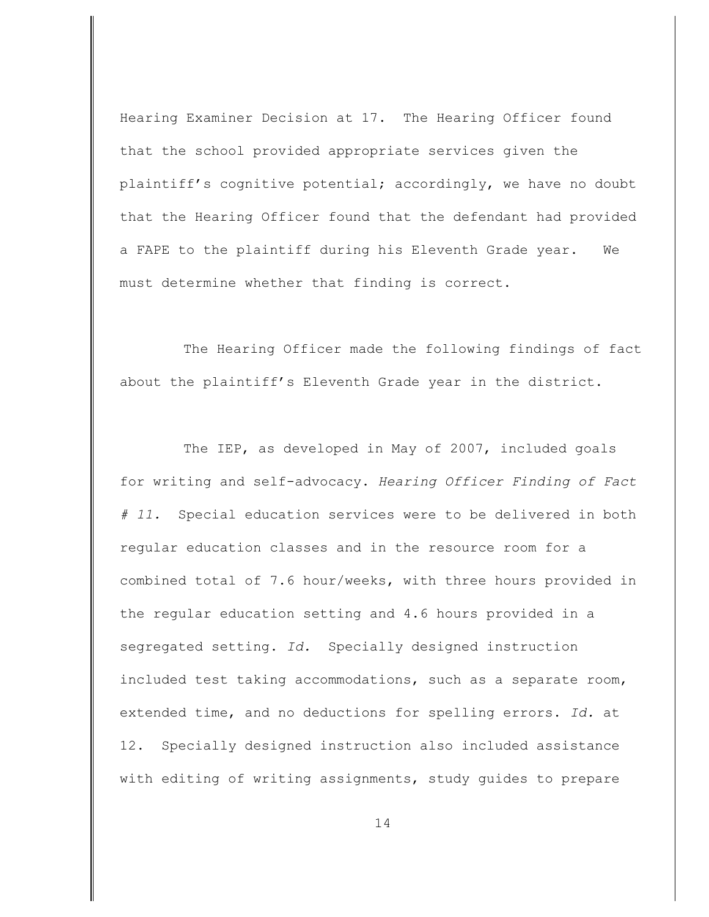Hearing Examiner Decision at 17. The Hearing Officer found that the school provided appropriate services given the plaintiff's cognitive potential; accordingly, we have no doubt that the Hearing Officer found that the defendant had provided a FAPE to the plaintiff during his Eleventh Grade year. We must determine whether that finding is correct.

The Hearing Officer made the following findings of fact about the plaintiff's Eleventh Grade year in the district.

The IEP, as developed in May of 2007, included goals for writing and self-advocacy. *Hearing Officer Finding of Fact # 11.* Special education services were to be delivered in both regular education classes and in the resource room for a combined total of 7.6 hour/weeks, with three hours provided in the regular education setting and 4.6 hours provided in a segregated setting. *Id.* Specially designed instruction included test taking accommodations, such as a separate room, extended time, and no deductions for spelling errors. *Id.* at 12. Specially designed instruction also included assistance with editing of writing assignments, study guides to prepare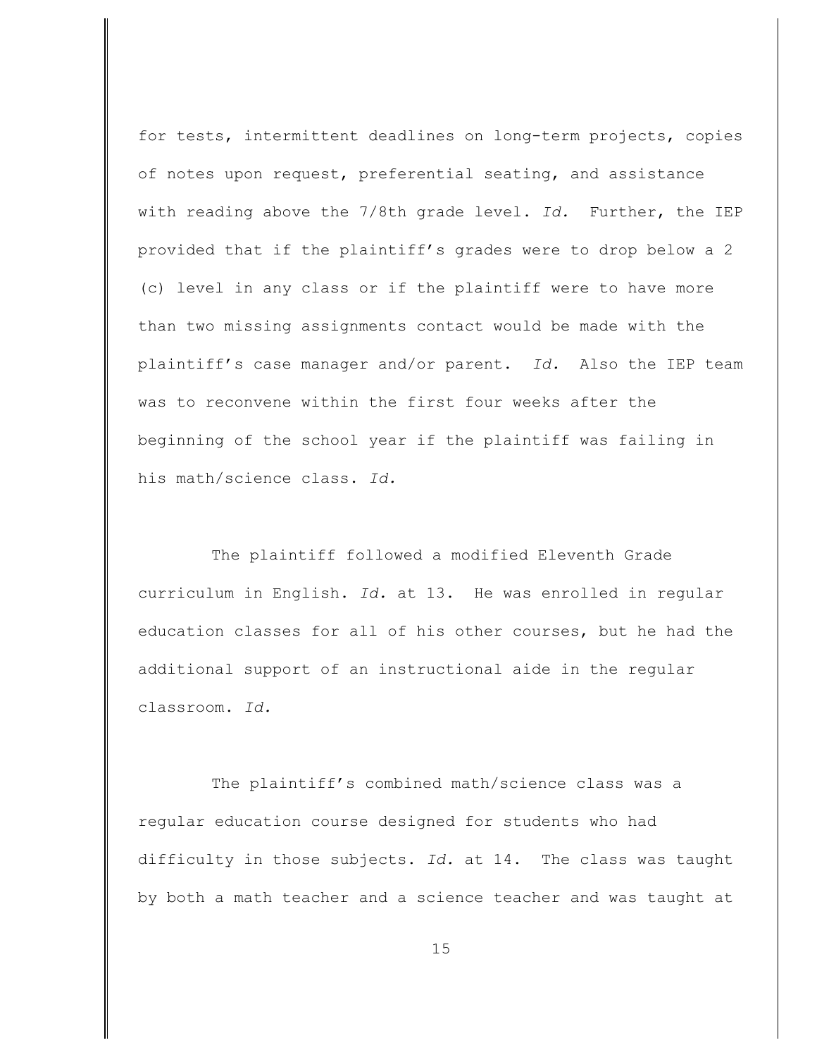for tests, intermittent deadlines on long-term projects, copies of notes upon request, preferential seating, and assistance with reading above the 7/8th grade level. *Id.* Further, the IEP provided that if the plaintiff's grades were to drop below a 2 (c) level in any class or if the plaintiff were to have more than two missing assignments contact would be made with the plaintiff's case manager and/or parent. *Id.* Also the IEP team was to reconvene within the first four weeks after the beginning of the school year if the plaintiff was failing in his math/science class. *Id.*

The plaintiff followed a modified Eleventh Grade curriculum in English. *Id.* at 13. He was enrolled in regular education classes for all of his other courses, but he had the additional support of an instructional aide in the regular classroom. *Id.*

The plaintiff's combined math/science class was a regular education course designed for students who had difficulty in those subjects. *Id.* at 14. The class was taught by both a math teacher and a science teacher and was taught at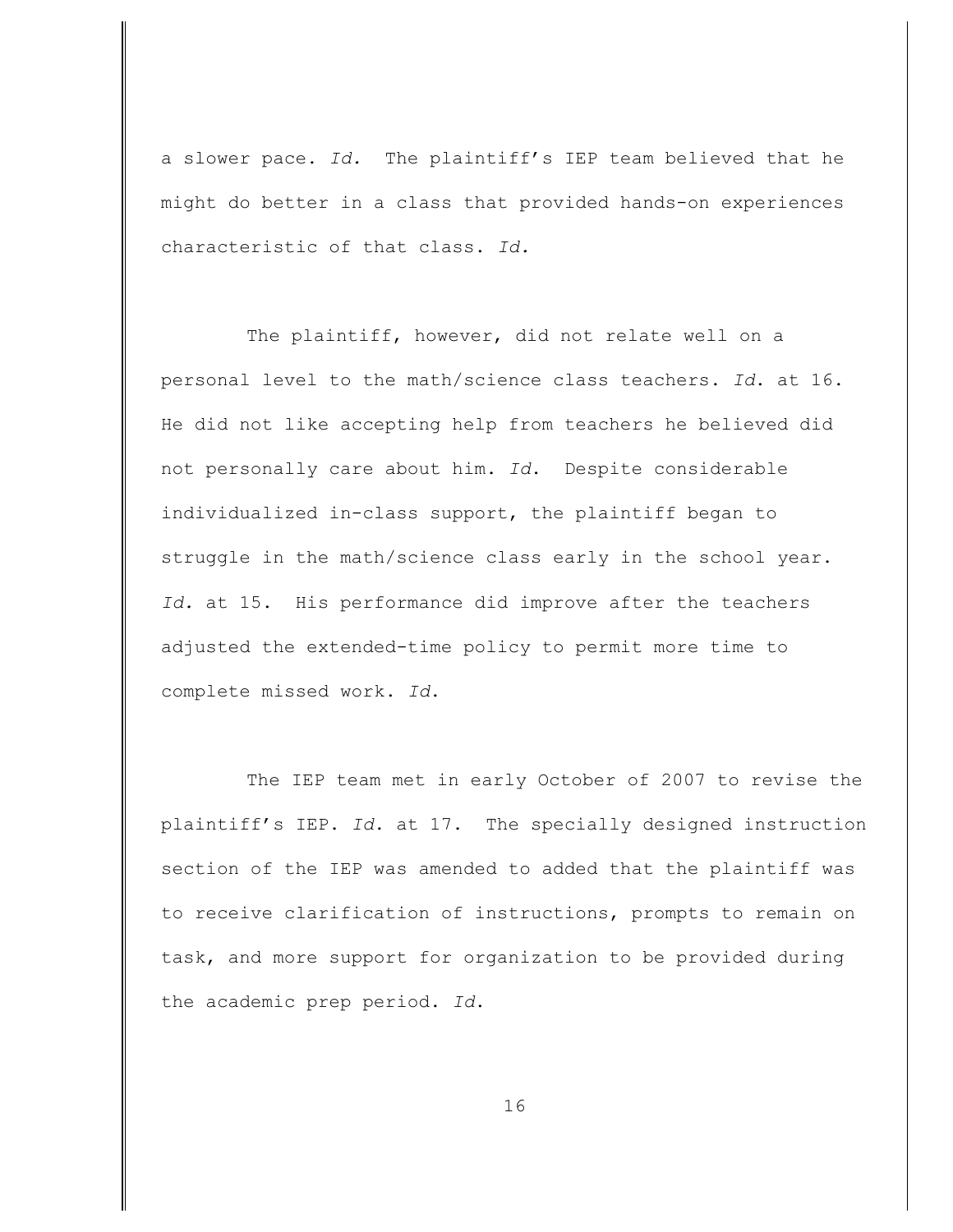a slower pace. *Id.* The plaintiff's IEP team believed that he might do better in a class that provided hands-on experiences characteristic of that class. *Id.*

The plaintiff, however, did not relate well on a personal level to the math/science class teachers. *Id.* at 16. He did not like accepting help from teachers he believed did not personally care about him. *Id.* Despite considerable individualized in-class support, the plaintiff began to struggle in the math/science class early in the school year. *Id.* at 15. His performance did improve after the teachers adjusted the extended-time policy to permit more time to complete missed work. *Id.*

The IEP team met in early October of 2007 to revise the plaintiff's IEP. *Id.* at 17. The specially designed instruction section of the IEP was amended to added that the plaintiff was to receive clarification of instructions, prompts to remain on task, and more support for organization to be provided during the academic prep period. *Id.*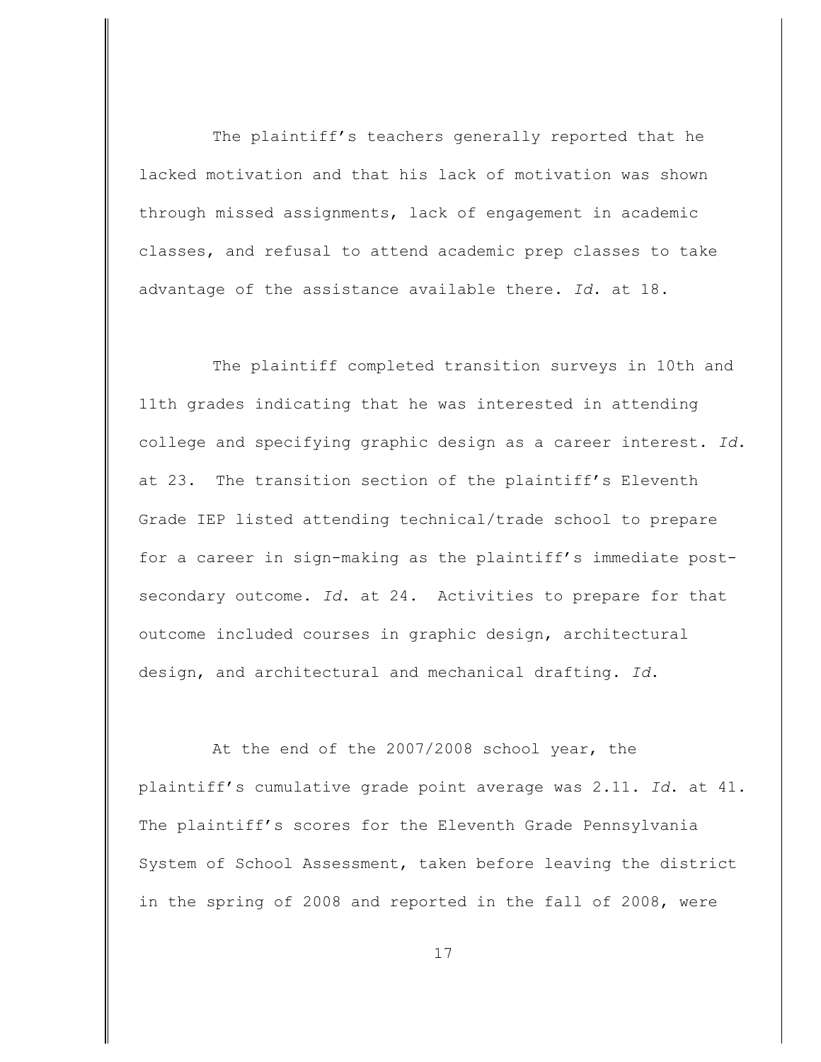The plaintiff's teachers generally reported that he lacked motivation and that his lack of motivation was shown through missed assignments, lack of engagement in academic classes, and refusal to attend academic prep classes to take advantage of the assistance available there. *Id.* at 18.

The plaintiff completed transition surveys in 10th and 11th grades indicating that he was interested in attending college and specifying graphic design as a career interest. *Id.* at 23. The transition section of the plaintiff's Eleventh Grade IEP listed attending technical/trade school to prepare for a career in sign-making as the plaintiff's immediate post-secondary outcome. *Id.* at 24. Activities to prepare for that outcome included courses in graphic design, architectural design, and architectural and mechanical drafting. *Id.*

At the end of the 2007/2008 school year, the plaintiff's cumulative grade point average was 2.11. *Id.* at 41. The plaintiff's scores for the Eleventh Grade Pennsylvania System of School Assessment, taken before leaving the district in the spring of 2008 and reported in the fall of 2008, were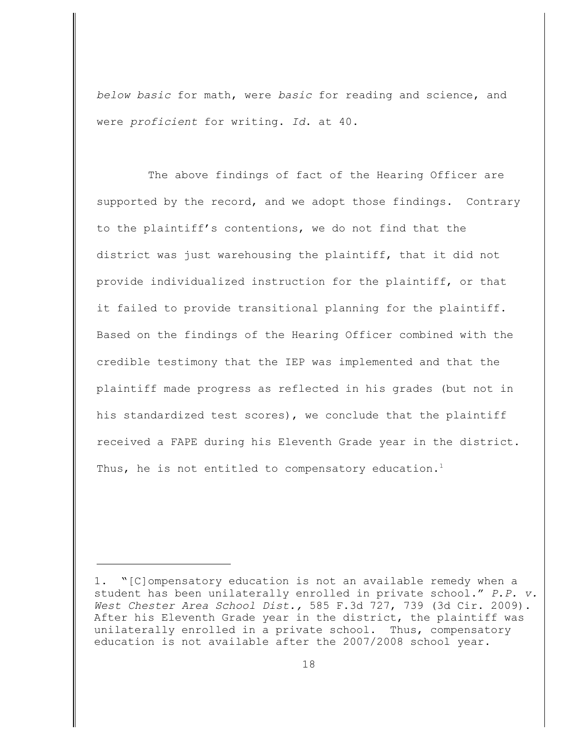*below basic* for math, were *basic* for reading and science, and were *proficient* for writing. *Id.* at 40.

The above findings of fact of the Hearing Officer are supported by the record, and we adopt those findings. Contrary to the plaintiff's contentions, we do not find that the district was just warehousing the plaintiff, that it did not provide individualized instruction for the plaintiff, or that it failed to provide transitional planning for the plaintiff. Based on the findings of the Hearing Officer combined with the credible testimony that the IEP was implemented and that the plaintiff made progress as reflected in his grades (but not in his standardized test scores), we conclude that the plaintiff received a FAPE during his Eleventh Grade year in the district. Thus, he is not entitled to compensatory education.[1]

---

1. "[C]ompensatory education is not an available remedy when a student has been unilaterally enrolled in private school." *P.P. v. West Chester Area School Dist.,* 585 F.3d 727, 739 (3d Cir. 2009). After his Eleventh Grade year in the district, the plaintiff was unilaterally enrolled in a private school. Thus, compensatory education is not available after the 2007/2008 school year.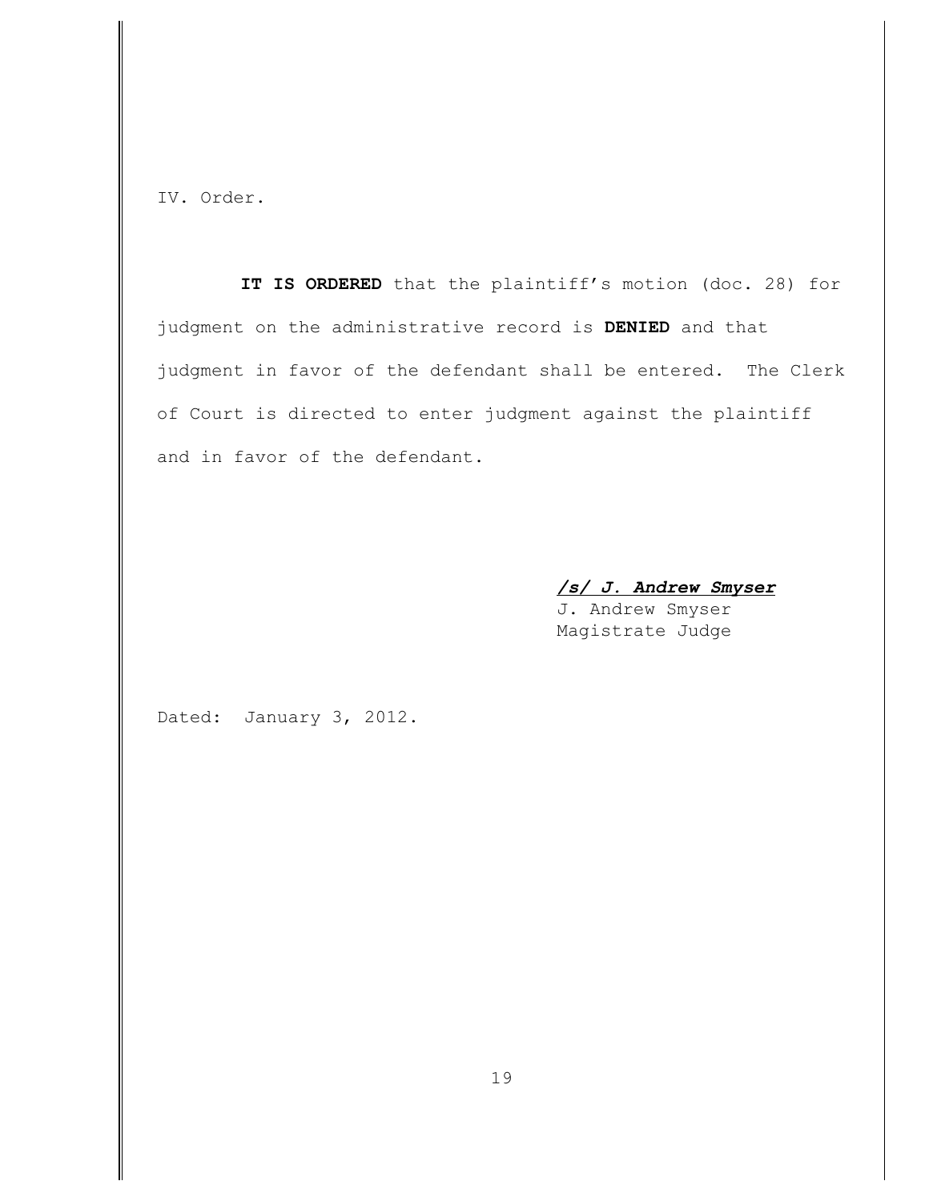IV. Order.

**IT IS ORDERED** that the plaintiff's motion (doc. 28) for judgment on the administrative record is **DENIED** and that judgment in favor of the defendant shall be entered. The Clerk of Court is directed to enter judgment against the plaintiff and in favor of the defendant.

***/s/ J. Andrew Smyser***
J. Andrew Smyser
Magistrate Judge

Dated: January 3, 2012.